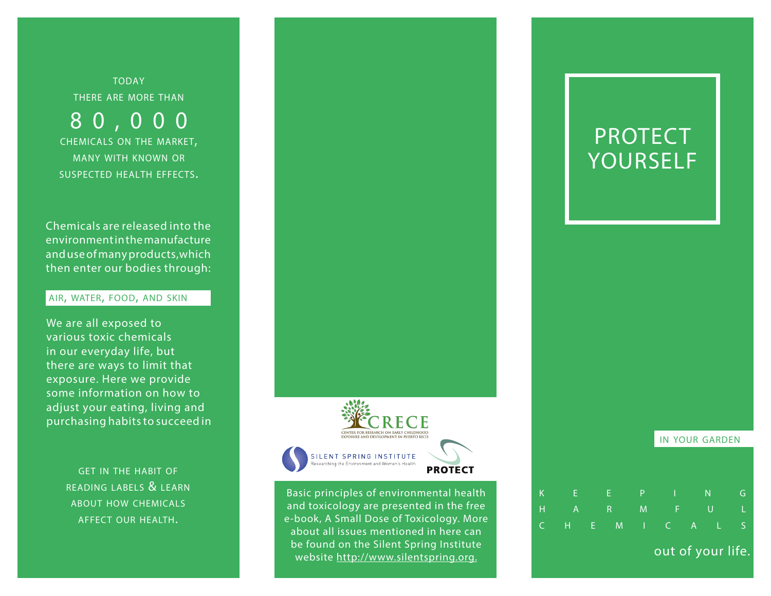TODAY
THERE ARE MORE THAN

80,000

CHEMICALS ON THE MARKET, MANY WITH KNOWN OR SUSPECTED HEALTH EFFECTS.

Chemicals are released into the environment in the manufacture and use of many products, which then enter our bodies through:

AIR, WATER, FOOD, AND SKIN

We are all exposed to various toxic chemicals in our everyday life, but there are ways to limit that exposure. Here we provide some information on how to adjust your eating, living and purchasing habits to succeed in

GET IN THE HABIT OF READING LABELS & LEARN ABOUT HOW CHEMICALS AFFECT OUR HEALTH.

CRECE
CENTER FOR RESEARCH ON EARLY CHILDHOOD EXPOSURE AND DEVELOPMENT IN PUERTO RICO

SILENT SPRING INSTITUTE
Researching the Environment and Women's Health

PROTECT

Basic principles of environmental health and toxicology are presented in the free e-book, A Small Dose of Toxicology. More about all issues mentioned in here can be found on the Silent Spring Institute website http://www.silentspring.org.

# PROTECT YOURSELF

IN YOUR GARDEN

KEEPING HARMFUL CHEMICALS out of your life.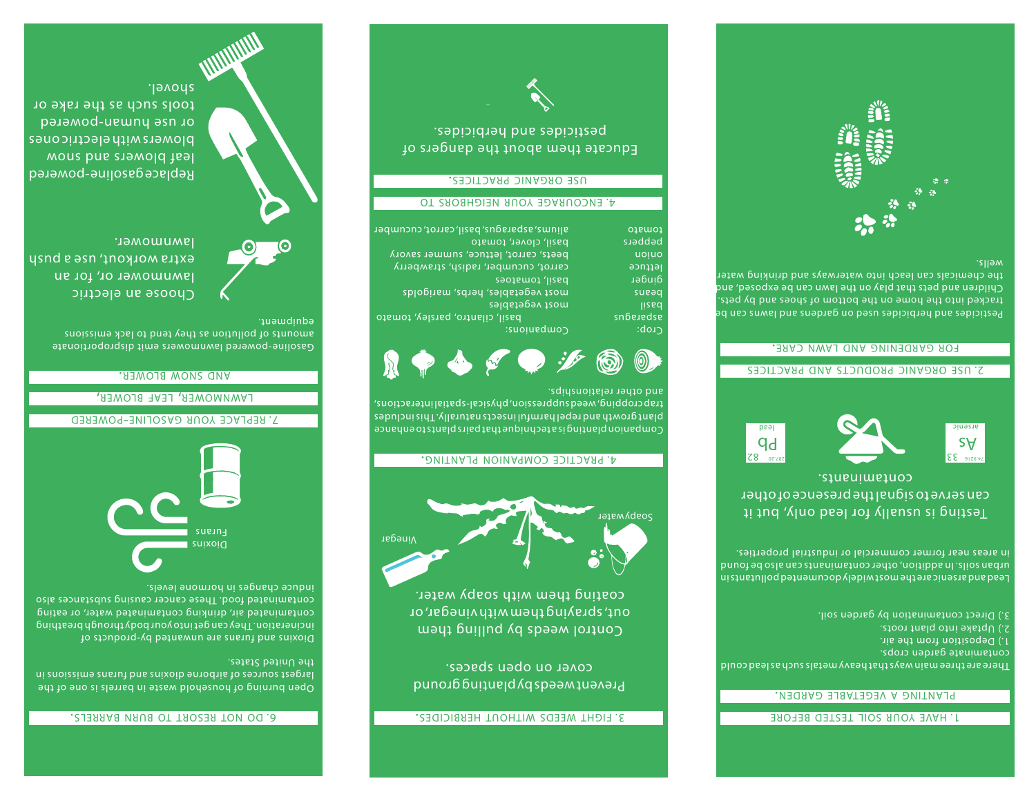## 1. HAVE YOUR SOIL TESTED BEFORE PLANTING A VEGETABLE GARDEN.

There are three main ways that heavy metals such as lead could contaminate garden crops:

1.) Deposition from the air.
2.) Uptake into plant roots.
3.) Direct contamination by garden soil.

Lead and arsenic are the most widely documented pollutants in urban soils. In addition, other contaminants can also be found in areas near former commercial or industrial properties.

Testing is usually for lead only, but it can serve to signal the presence of other contaminants.

As 33 arsenic 74.9216

Pb 82 lead 207.20

## 2. USE ORGANIC PRODUCTS AND PRACTICES FOR GARDENING AND LAWN CARE.

Pesticides and herbicides used on gardens and lawns can be tracked into the home on the bottom of shoes and by pets. Children and pets that play on the lawn can be exposed, and the chemicals can leach into waterways and drinking water wells.

## 3. FIGHT WEEDS WITHOUT HERBICIDES.

Prevent weeds by planting ground cover on open spaces.

Control weeds by pulling them out, spraying them with vinegar, or coating them with soapy water.

Vinegar

Soapy water

## 4. PRACTICE COMPANION PLANTING.

Companion planting is a technique that pairs plants to enhance plant growth and repel harmful insects naturally. This includes trap cropping, weed suppression, physical-spatial interactions, and other relationships.

| Crop: | Companions: |
|---|---|
| asparagus | basil, cilantro, parsley, tomato |
| basil | most vegetables |
| beans | most vegetables, herbs, marigolds |
| ginger | basil, tomatoes |
| lettuce | carrot, cucumber, radish, strawberry |
| onion | beets, carrot, lettuce, summer savory |
| pepper | basil, clover, tomato |
| tomato | alliums, asparagus, basil, carrot, cucumber |

## 4. ENCOURAGE YOUR NEIGHBORS TO USE ORGANIC PRACTICES.

Educate them about the dangers of pesticides and herbicides.

## 6. DO NOT RESORT TO BURN BARRELS.

Open burning of household waste in barrels is one of the largest sources of airborne dioxins and furans emissions in the United States.

Dioxins and furans are unwanted by-products of incineration. They can get into your body through breathing contaminated air, drinking contaminated water, or eating contaminated food. These cancer causing substances also induce changes in hormone levels.

Dioxins

Furans

## 7. REPLACE YOUR GASOLINE-POWERED LAWNMOWER, LEAF BLOWER, AND SNOW BLOWER.

Gasoline-powered lawnmowers emit disproportionate amounts of pollution as they tend to lack emissions equipment.

Choose an electric lawnmower or, for an extra workout, use a push lawnmower.

Replace gasoline-powered leaf blowers and snow blowers with electric ones or use human-powered tools such as the rake or shovel.